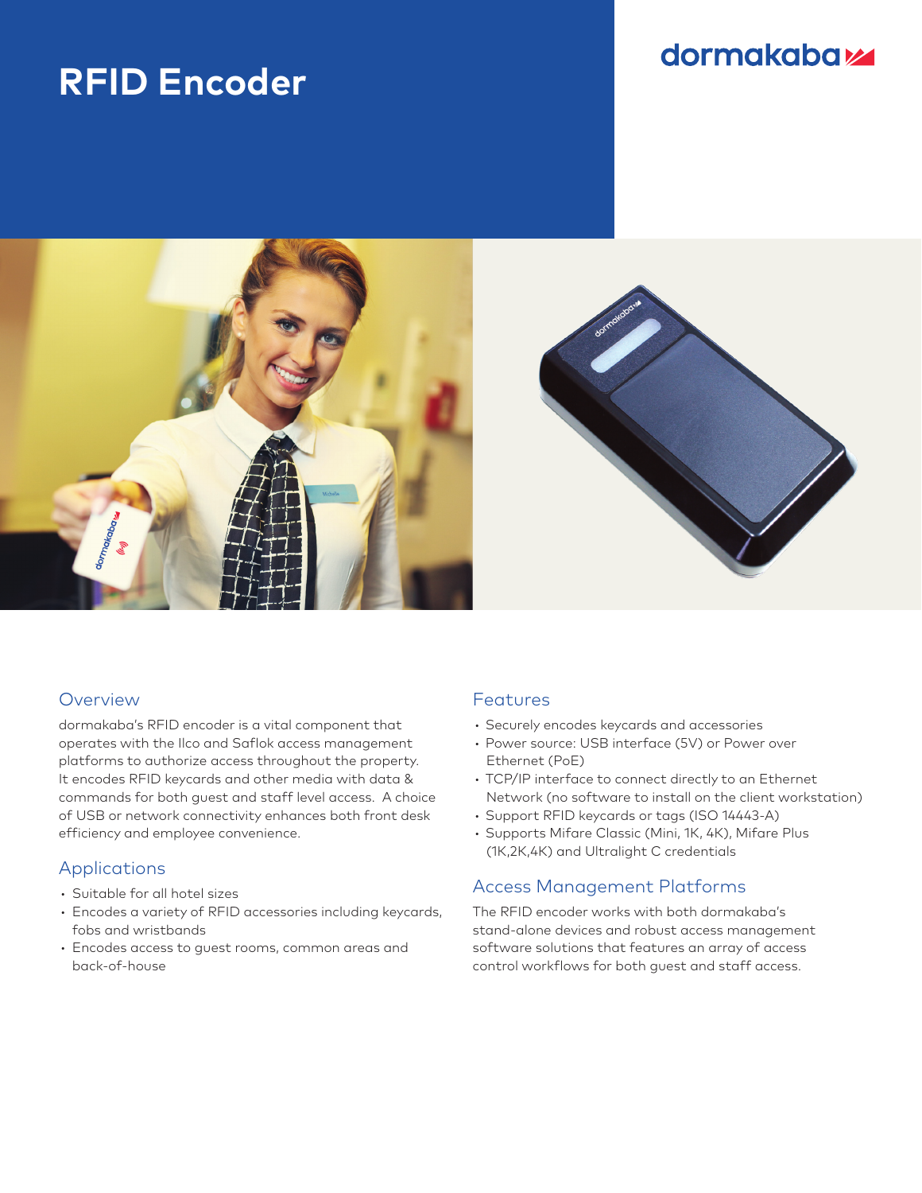# RFID Encoder

dormakaba

## Overview

dormakaba's RFID encoder is a vital component that operates with the Ilco and Saflok access management platforms to authorize access throughout the property. It encodes RFID keycards and other media with data & commands for both guest and staff level access. A choice of USB or network connectivity enhances both front desk efficiency and employee convenience.

## Applications

- Suitable for all hotel sizes
- Encodes a variety of RFID accessories including keycards, fobs and wristbands
- Encodes access to guest rooms, common areas and back-of-house

## Features

- Securely encodes keycards and accessories
- Power source: USB interface (5V) or Power over Ethernet (PoE)
- TCP/IP interface to connect directly to an Ethernet Network (no software to install on the client workstation)
- Support RFID keycards or tags (ISO 14443-A)
- Supports Mifare Classic (Mini, 1K, 4K), Mifare Plus (1K,2K,4K) and Ultralight C credentials

## Access Management Platforms

The RFID encoder works with both dormakaba's stand-alone devices and robust access management software solutions that features an array of access control workflows for both guest and staff access.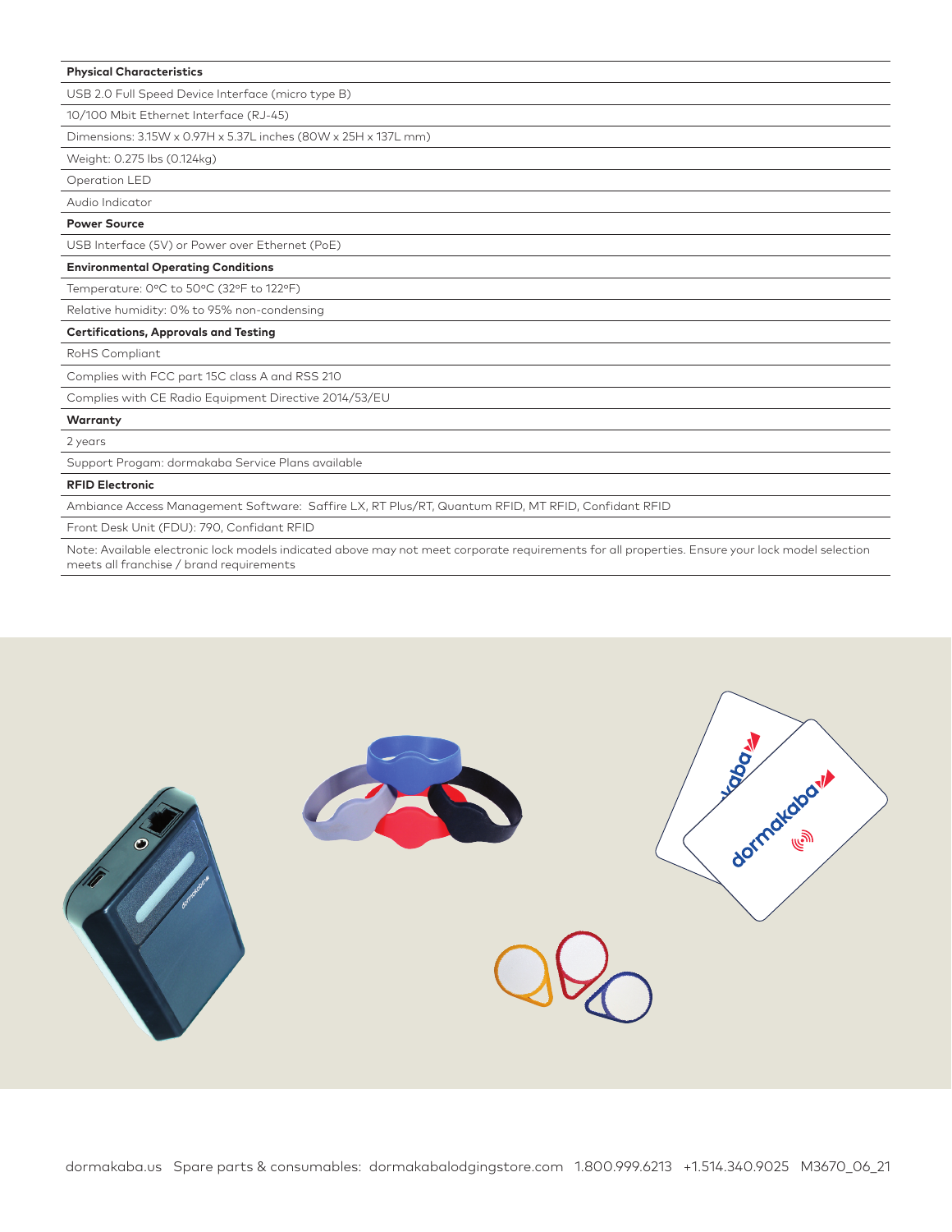| Physical Characteristics |
|---|
| USB 2.0 Full Speed Device Interface (micro type B) |
| 10/100 Mbit Ethernet Interface (RJ-45) |
| Dimensions: 3.15W x 0.97H x 5.37L inches (80W x 25H x 137L mm) |
| Weight: 0.275 lbs (0.124kg) |
| Operation LED |
| Audio Indicator |
| **Power Source** |
| USB Interface (5V) or Power over Ethernet (PoE) |
| **Environmental Operating Conditions** |
| Temperature: 0°C to 50°C (32°F to 122°F) |
| Relative humidity: 0% to 95% non-condensing |
| **Certifications, Approvals and Testing** |
| RoHS Compliant |
| Complies with FCC part 15C class A and RSS 210 |
| Complies with CE Radio Equipment Directive 2014/53/EU |
| **Warranty** |
| 2 years |
| Support Progam: dormakaba Service Plans available |
| **RFID Electronic** |
| Ambiance Access Management Software: Saffire LX, RT Plus/RT, Quantum RFID, MT RFID, Confidant RFID |
| Front Desk Unit (FDU): 790, Confidant RFID |
| Note: Available electronic lock models indicated above may not meet corporate requirements for all properties. Ensure your lock model selection meets all franchise / brand requirements |

dormakaba.us Spare parts & consumables: dormakabalodgingstore.com 1.800.999.6213 +1.514.340.9025 M3670_06_21